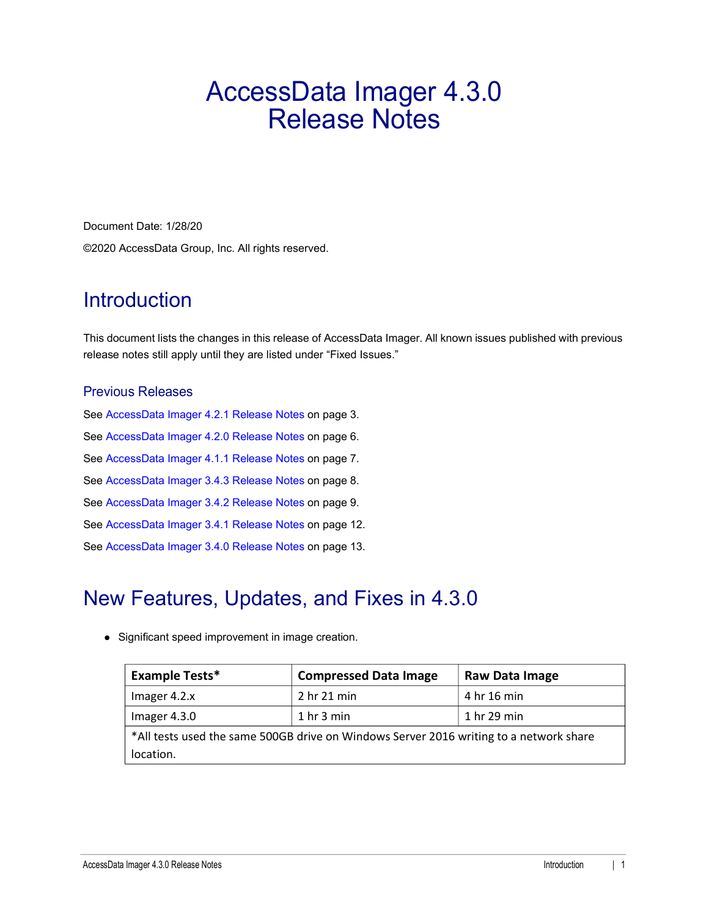# AccessData Imager 4.3.0 Release Notes

Document Date: 1/28/20

©2020 AccessData Group, Inc. All rights reserved.

## Introduction

This document lists the changes in this release of AccessData Imager. All known issues published with previous release notes still apply until they are listed under “Fixed Issues.”

### Previous Releases

See AccessData Imager 4.2.1 Release Notes on page 3.

See AccessData Imager 4.2.0 Release Notes on page 6.

See AccessData Imager 4.1.1 Release Notes on page 7.

See AccessData Imager 3.4.3 Release Notes on page 8.

See AccessData Imager 3.4.2 Release Notes on page 9.

See AccessData Imager 3.4.1 Release Notes on page 12.

See AccessData Imager 3.4.0 Release Notes on page 13.

## New Features, Updates, and Fixes in 4.3.0

- Significant speed improvement in image creation.

| Example Tests* | Compressed Data Image | Raw Data Image |
|---|---|---|
| Imager 4.2.x | 2 hr 21 min | 4 hr 16 min |
| Imager 4.3.0 | 1 hr 3 min | 1 hr 29 min |
| *All tests used the same 500GB drive on Windows Server 2016 writing to a network share location. | | |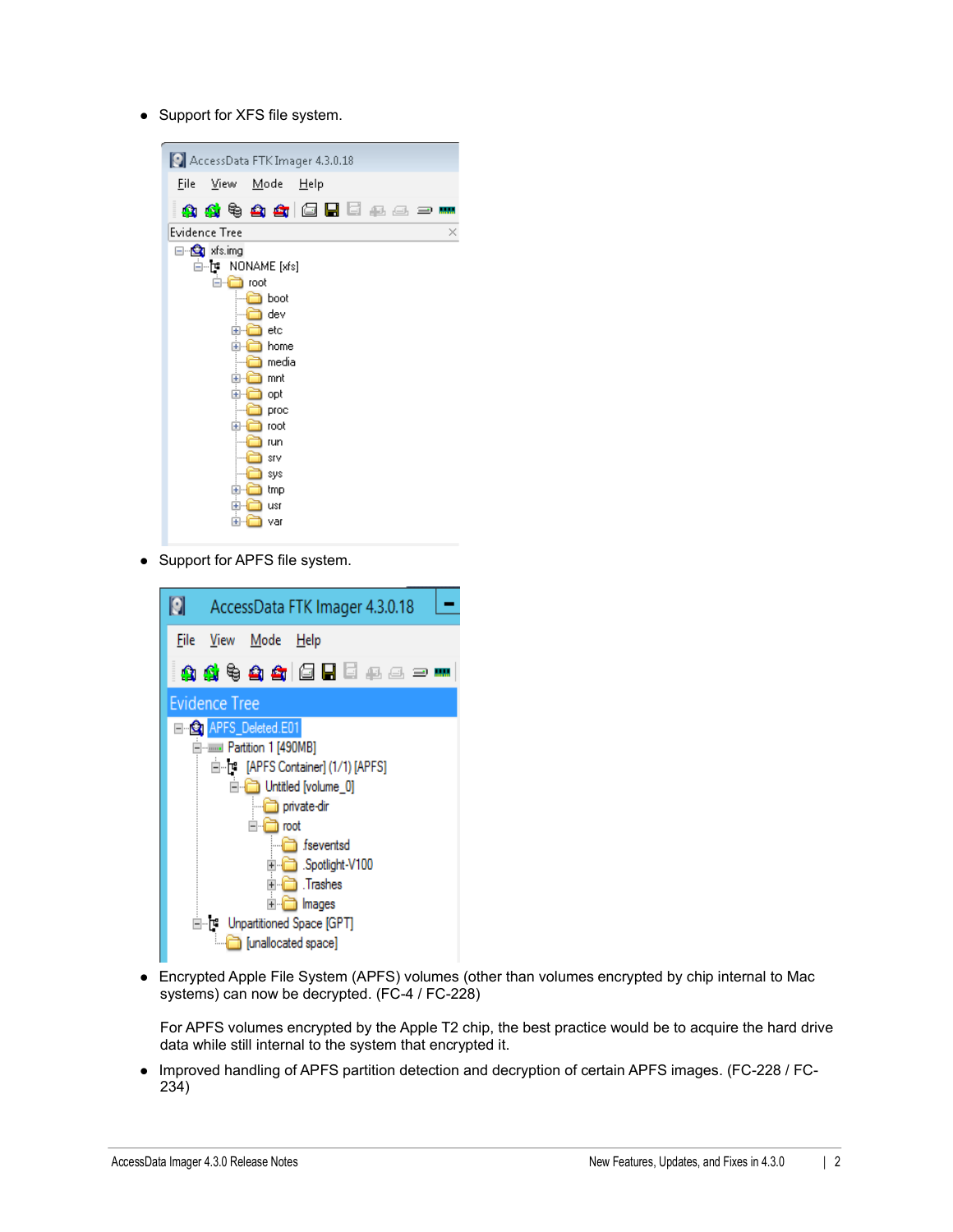- Support for XFS file system.

- Support for APFS file system.

- Encrypted Apple File System (APFS) volumes (other than volumes encrypted by chip internal to Mac systems) can now be decrypted. (FC-4 / FC-228)

  For APFS volumes encrypted by the Apple T2 chip, the best practice would be to acquire the hard drive data while still internal to the system that encrypted it.

- Improved handling of APFS partition detection and decryption of certain APFS images. (FC-228 / FC-234)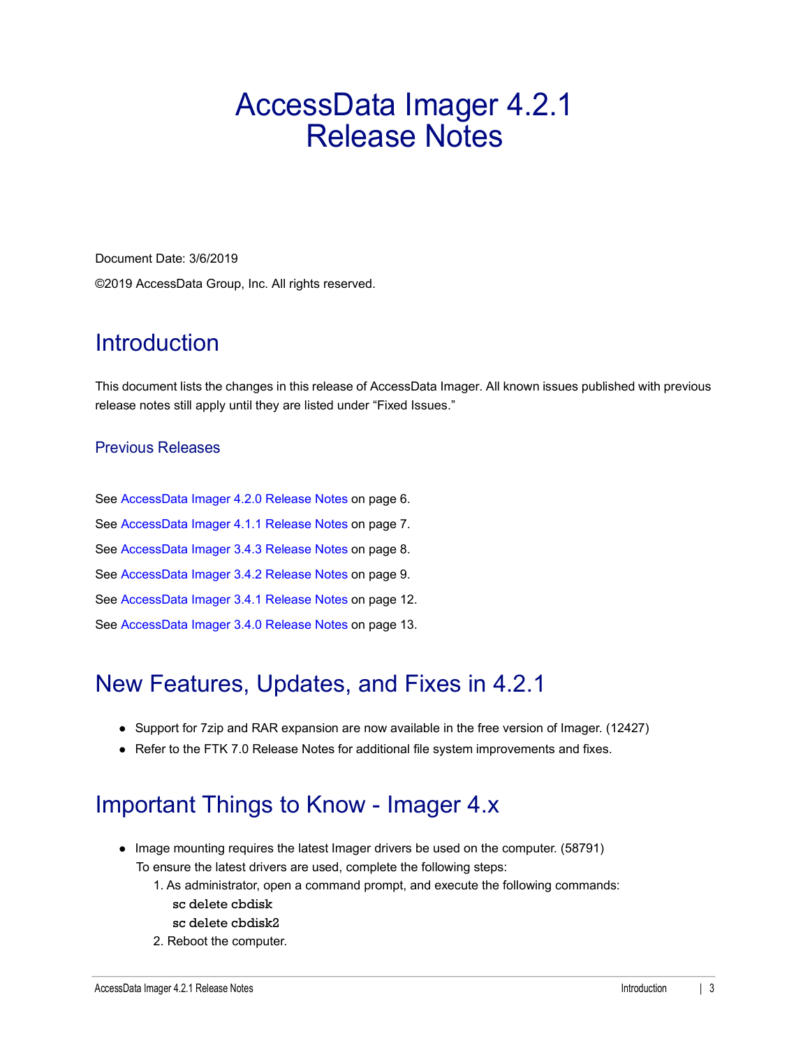# AccessData Imager 4.2.1 Release Notes

Document Date: 3/6/2019

©2019 AccessData Group, Inc. All rights reserved.

## Introduction

This document lists the changes in this release of AccessData Imager. All known issues published with previous release notes still apply until they are listed under “Fixed Issues.”

### Previous Releases

See AccessData Imager 4.2.0 Release Notes on page 6.

See AccessData Imager 4.1.1 Release Notes on page 7.

See AccessData Imager 3.4.3 Release Notes on page 8.

See AccessData Imager 3.4.2 Release Notes on page 9.

See AccessData Imager 3.4.1 Release Notes on page 12.

See AccessData Imager 3.4.0 Release Notes on page 13.

## New Features, Updates, and Fixes in 4.2.1

- Support for 7zip and RAR expansion are now available in the free version of Imager. (12427)
- Refer to the FTK 7.0 Release Notes for additional file system improvements and fixes.

## Important Things to Know - Imager 4.x

- Image mounting requires the latest Imager drivers be used on the computer. (58791)
  To ensure the latest drivers are used, complete the following steps:
  1. As administrator, open a command prompt, and execute the following commands:
     ```
     sc delete cbdisk
     sc delete cbdisk2
     ```
  2. Reboot the computer.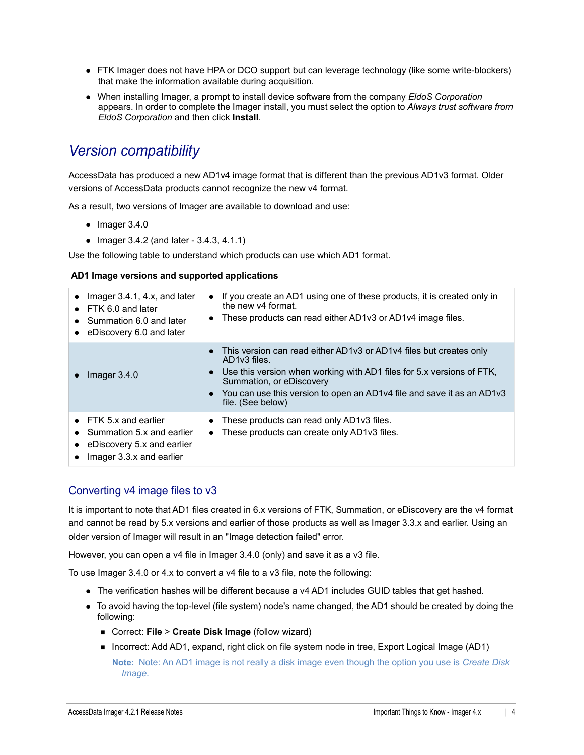- FTK Imager does not have HPA or DCO support but can leverage technology (like some write-blockers) that make the information available during acquisition.
- When installing Imager, a prompt to install device software from the company *EldoS Corporation* appears. In order to complete the Imager install, you must select the option to *Always trust software from EldoS Corporation* and then click **Install**.

## *Version compatibility*

AccessData has produced a new AD1v4 image format that is different than the previous AD1v3 format. Older versions of AccessData products cannot recognize the new v4 format.

As a result, two versions of Imager are available to download and use:

- Imager 3.4.0
- Imager 3.4.2 (and later - 3.4.3, 4.1.1)

Use the following table to understand which products can use which AD1 format.

**AD1 Image versions and supported applications**

| Products | Notes |
|---|---|
| • Imager 3.4.1, 4.x, and later<br>• FTK 6.0 and later<br>• Summation 6.0 and later<br>• eDiscovery 6.0 and later | • If you create an AD1 using one of these products, it is created only in the new v4 format.<br>• These products can read either AD1v3 or AD1v4 image files. |
| • Imager 3.4.0 | • This version can read either AD1v3 or AD1v4 files but creates only AD1v3 files.<br>• Use this version when working with AD1 files for 5.x versions of FTK, Summation, or eDiscovery<br>• You can use this version to open an AD1v4 file and save it as an AD1v3 file. (See below) |
| • FTK 5.x and earlier<br>• Summation 5.x and earlier<br>• eDiscovery 5.x and earlier<br>• Imager 3.3.x and earlier | • These products can read only AD1v3 files.<br>• These products can create only AD1v3 files. |

### Converting v4 image files to v3

It is important to note that AD1 files created in 6.x versions of FTK, Summation, or eDiscovery are the v4 format and cannot be read by 5.x versions and earlier of those products as well as Imager 3.3.x and earlier. Using an older version of Imager will result in an "Image detection failed" error.

However, you can open a v4 file in Imager 3.4.0 (only) and save it as a v3 file.

To use Imager 3.4.0 or 4.x to convert a v4 file to a v3 file, note the following:

- The verification hashes will be different because a v4 AD1 includes GUID tables that get hashed.
- To avoid having the top-level (file system) node's name changed, the AD1 should be created by doing the following:
  - Correct: **File** > **Create Disk Image** (follow wizard)
  - Incorrect: Add AD1, expand, right click on file system node in tree, Export Logical Image (AD1)

    **Note:** Note: An AD1 image is not really a disk image even though the option you use is *Create Disk Image.*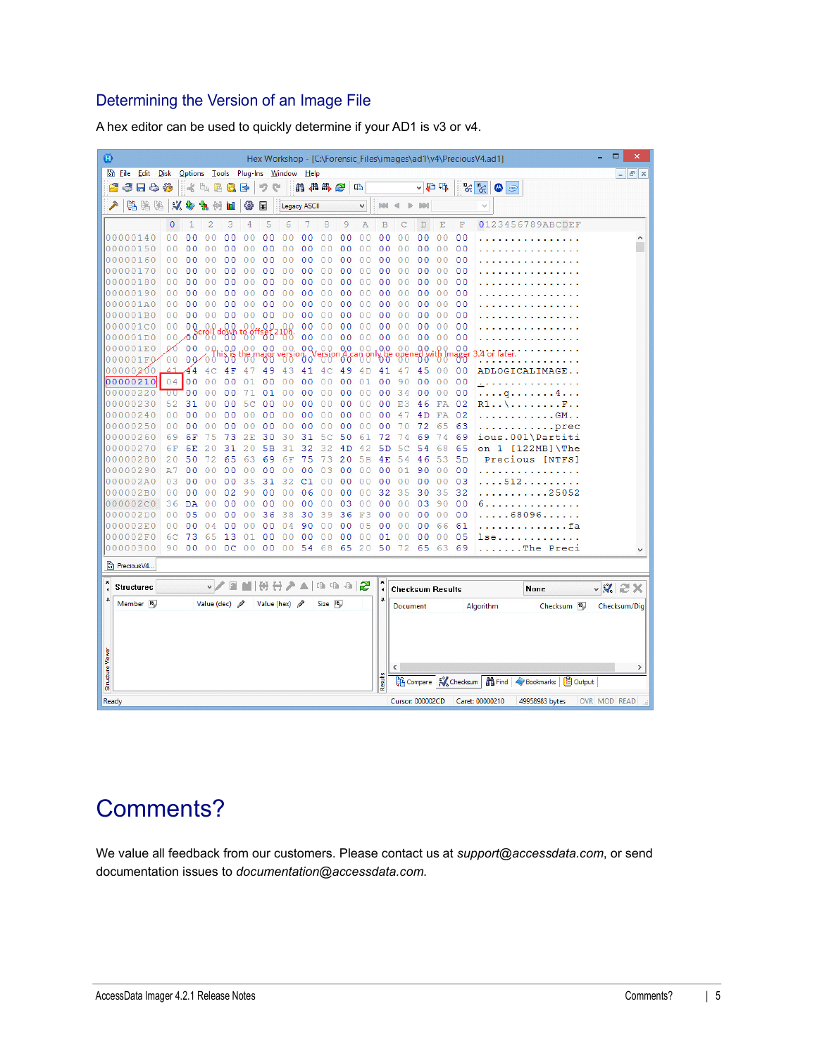## Determining the Version of an Image File

A hex editor can be used to quickly determine if your AD1 is v3 or v4.

# Comments?

We value all feedback from our customers. Please contact us at *support@accessdata.com*, or send documentation issues to *documentation@accessdata.com*.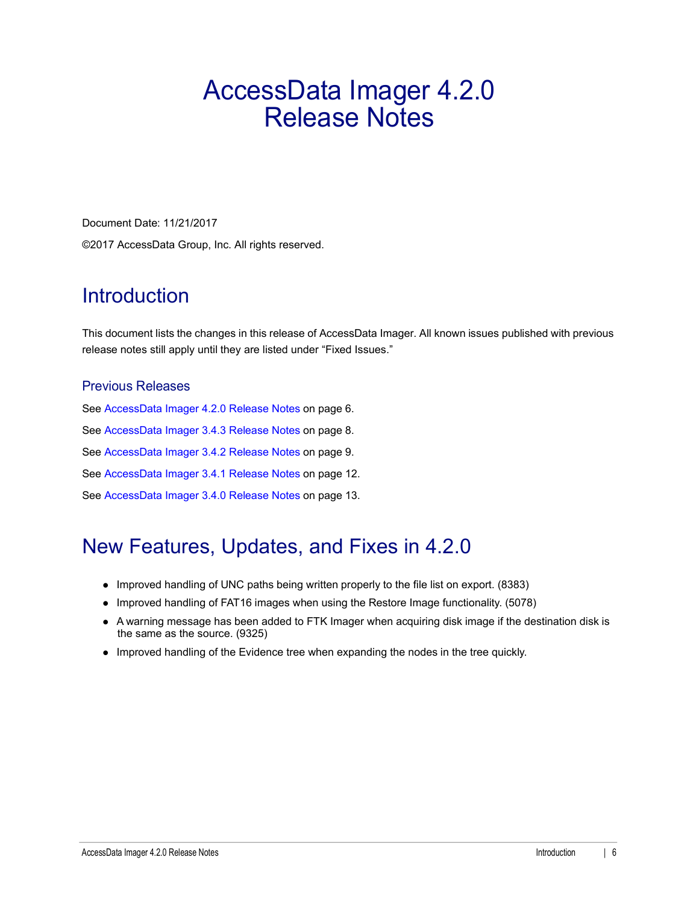# AccessData Imager 4.2.0 Release Notes

Document Date: 11/21/2017

©2017 AccessData Group, Inc. All rights reserved.

## Introduction

This document lists the changes in this release of AccessData Imager. All known issues published with previous release notes still apply until they are listed under "Fixed Issues."

### Previous Releases

See AccessData Imager 4.2.0 Release Notes on page 6.

See AccessData Imager 3.4.3 Release Notes on page 8.

See AccessData Imager 3.4.2 Release Notes on page 9.

See AccessData Imager 3.4.1 Release Notes on page 12.

See AccessData Imager 3.4.0 Release Notes on page 13.

## New Features, Updates, and Fixes in 4.2.0

- Improved handling of UNC paths being written properly to the file list on export. (8383)
- Improved handling of FAT16 images when using the Restore Image functionality. (5078)
- A warning message has been added to FTK Imager when acquiring disk image if the destination disk is the same as the source. (9325)
- Improved handling of the Evidence tree when expanding the nodes in the tree quickly.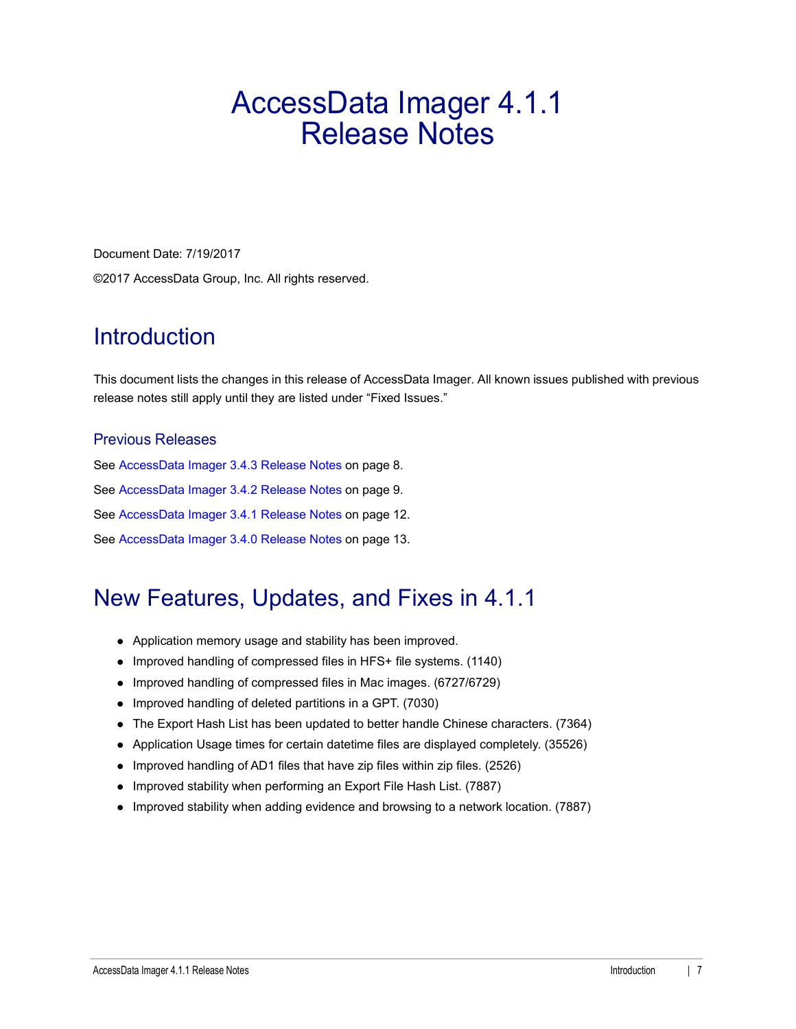# AccessData Imager 4.1.1 Release Notes

Document Date: 7/19/2017

©2017 AccessData Group, Inc. All rights reserved.

## Introduction

This document lists the changes in this release of AccessData Imager. All known issues published with previous release notes still apply until they are listed under "Fixed Issues."

### Previous Releases

See AccessData Imager 3.4.3 Release Notes on page 8.

See AccessData Imager 3.4.2 Release Notes on page 9.

See AccessData Imager 3.4.1 Release Notes on page 12.

See AccessData Imager 3.4.0 Release Notes on page 13.

## New Features, Updates, and Fixes in 4.1.1

- Application memory usage and stability has been improved.
- Improved handling of compressed files in HFS+ file systems. (1140)
- Improved handling of compressed files in Mac images. (6727/6729)
- Improved handling of deleted partitions in a GPT. (7030)
- The Export Hash List has been updated to better handle Chinese characters. (7364)
- Application Usage times for certain datetime files are displayed completely. (35526)
- Improved handling of AD1 files that have zip files within zip files. (2526)
- Improved stability when performing an Export File Hash List. (7887)
- Improved stability when adding evidence and browsing to a network location. (7887)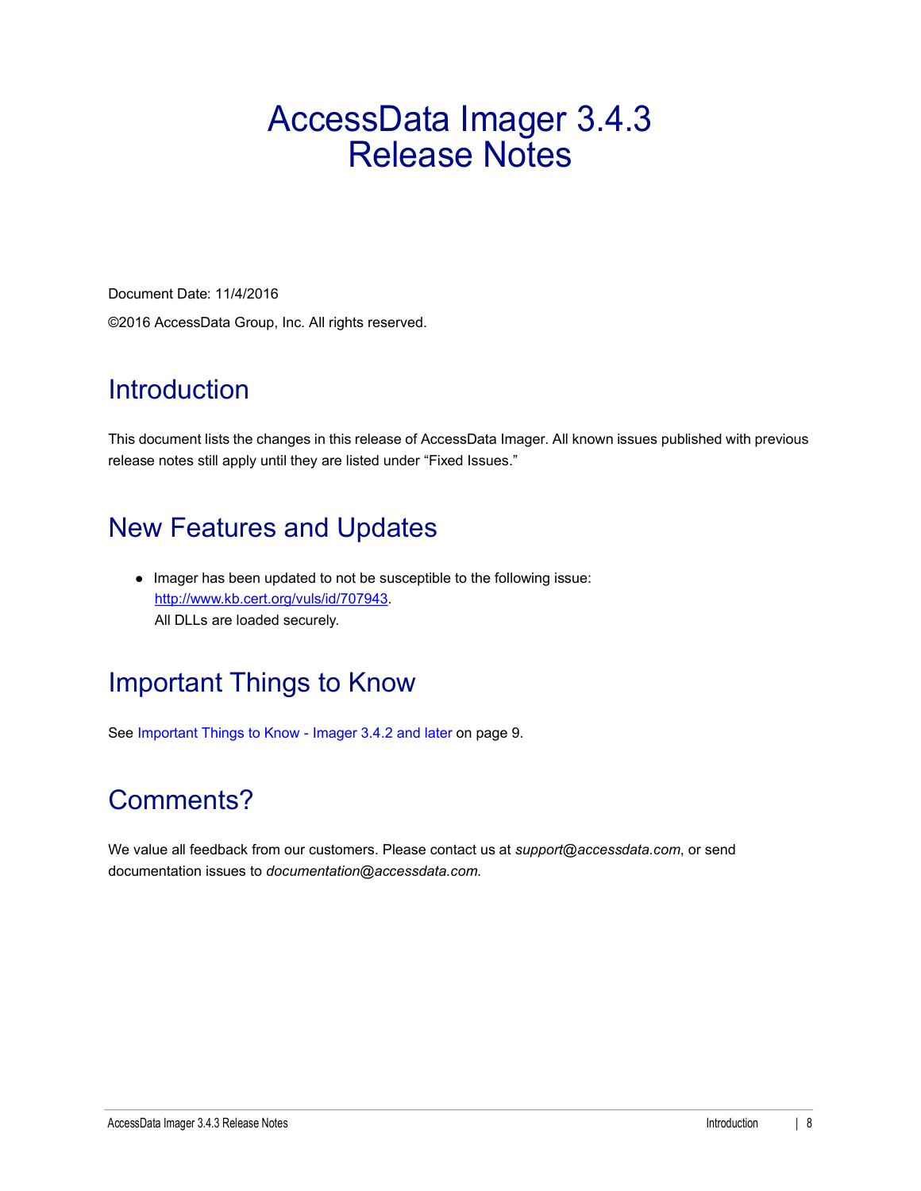# AccessData Imager 3.4.3 Release Notes

Document Date: 11/4/2016

©2016 AccessData Group, Inc. All rights reserved.

## Introduction

This document lists the changes in this release of AccessData Imager. All known issues published with previous release notes still apply until they are listed under “Fixed Issues.”

## New Features and Updates

- Imager has been updated to not be susceptible to the following issue: http://www.kb.cert.org/vuls/id/707943.
  All DLLs are loaded securely.

## Important Things to Know

See Important Things to Know - Imager 3.4.2 and later on page 9.

## Comments?

We value all feedback from our customers. Please contact us at *support@accessdata.com*, or send documentation issues to *documentation@accessdata.com*.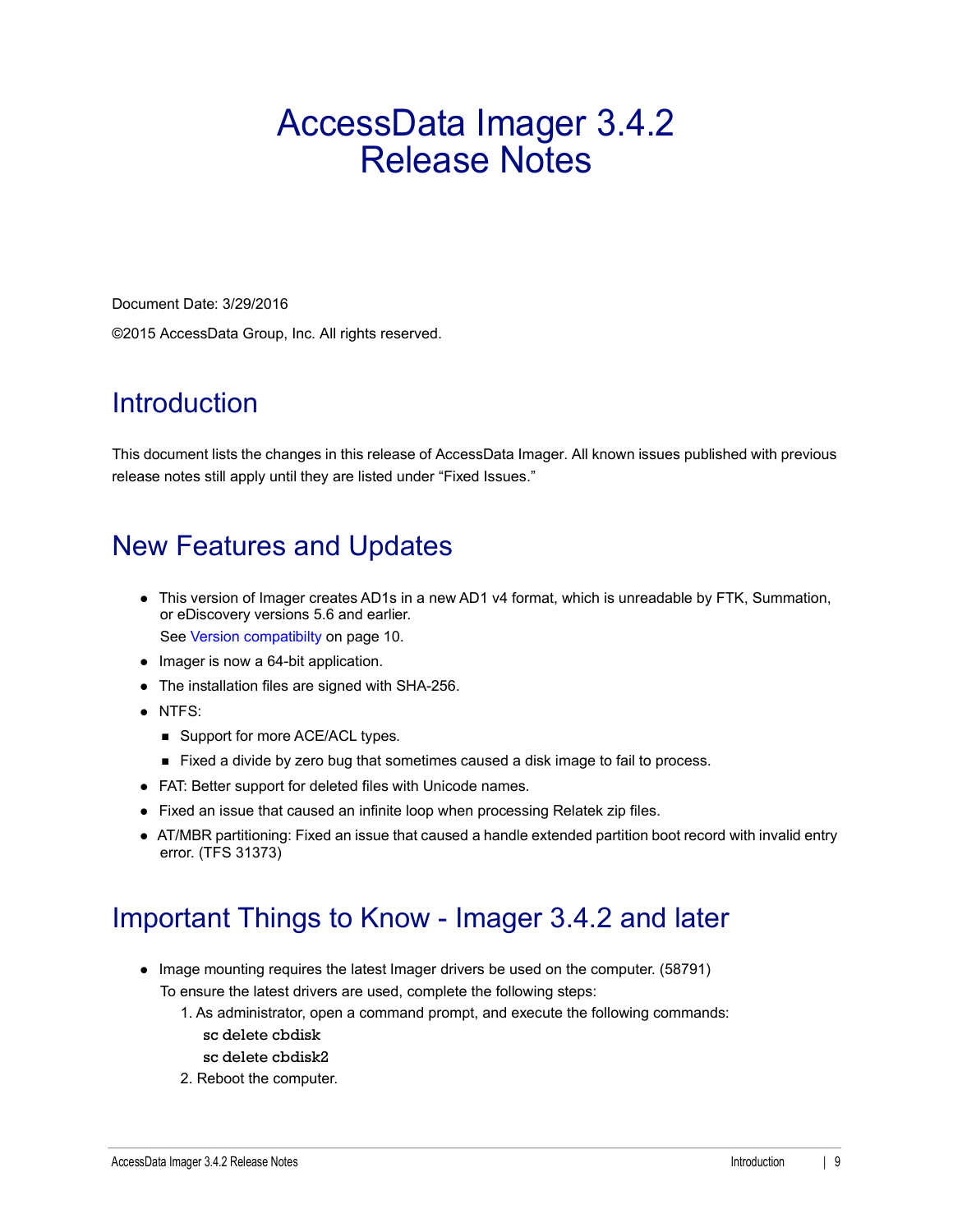# AccessData Imager 3.4.2 Release Notes

Document Date: 3/29/2016

©2015 AccessData Group, Inc. All rights reserved.

## Introduction

This document lists the changes in this release of AccessData Imager. All known issues published with previous release notes still apply until they are listed under "Fixed Issues."

## New Features and Updates

- This version of Imager creates AD1s in a new AD1 v4 format, which is unreadable by FTK, Summation, or eDiscovery versions 5.6 and earlier.

  See Version compatibilty on page 10.
- Imager is now a 64-bit application.
- The installation files are signed with SHA-256.
- NTFS:
  - Support for more ACE/ACL types.
  - Fixed a divide by zero bug that sometimes caused a disk image to fail to process.
- FAT: Better support for deleted files with Unicode names.
- Fixed an issue that caused an infinite loop when processing Relatek zip files.
- AT/MBR partitioning: Fixed an issue that caused a handle extended partition boot record with invalid entry error. (TFS 31373)

## Important Things to Know - Imager 3.4.2 and later

- Image mounting requires the latest Imager drivers be used on the computer. (58791)

  To ensure the latest drivers are used, complete the following steps:
  1. As administrator, open a command prompt, and execute the following commands:

     sc delete cbdisk

     sc delete cbdisk2
  2. Reboot the computer.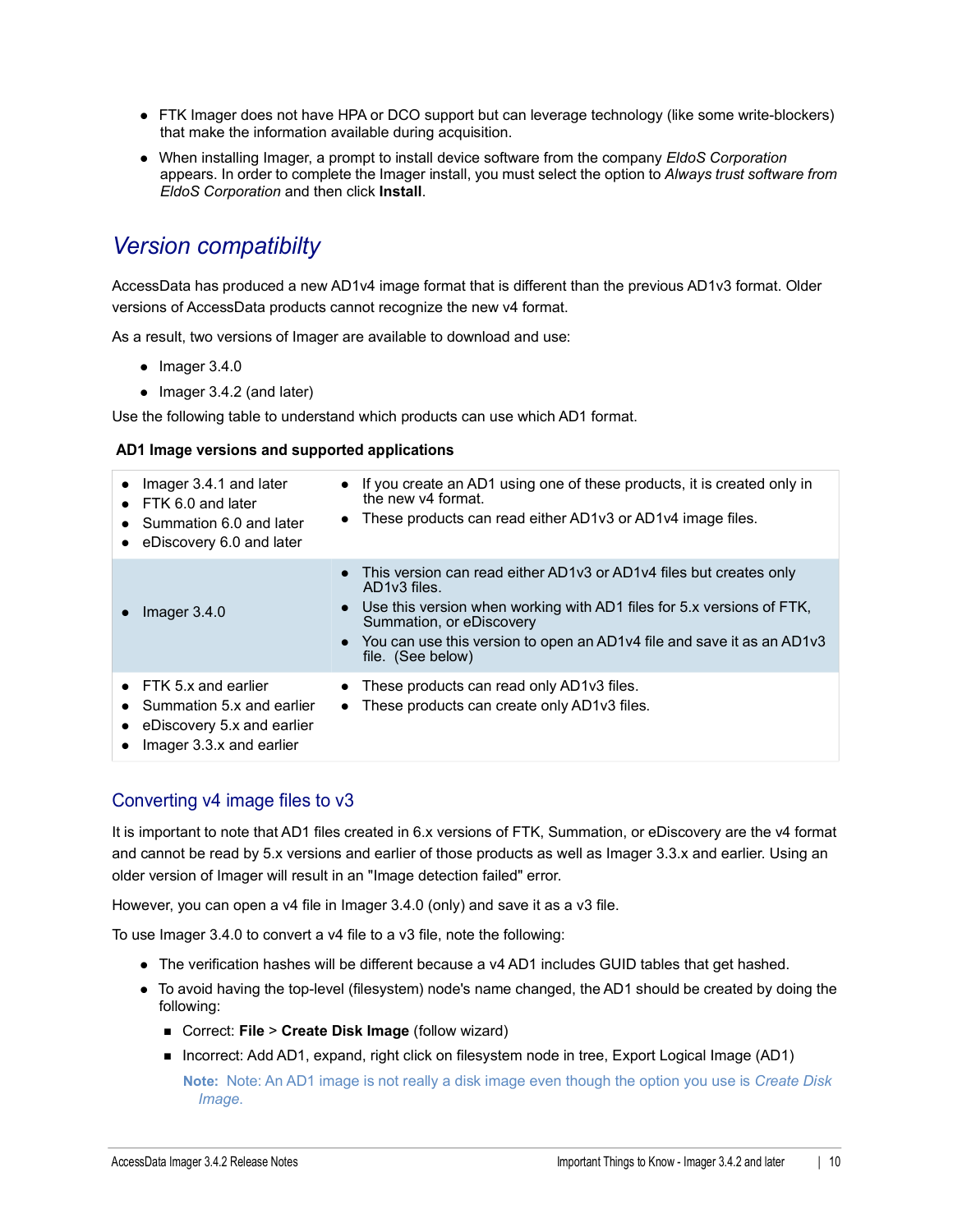- FTK Imager does not have HPA or DCO support but can leverage technology (like some write-blockers) that make the information available during acquisition.
- When installing Imager, a prompt to install device software from the company *EldoS Corporation* appears. In order to complete the Imager install, you must select the option to *Always trust software from EldoS Corporation* and then click **Install**.

## *Version compatibilty*

AccessData has produced a new AD1v4 image format that is different than the previous AD1v3 format. Older versions of AccessData products cannot recognize the new v4 format.

As a result, two versions of Imager are available to download and use:

- Imager 3.4.0
- Imager 3.4.2 (and later)

Use the following table to understand which products can use which AD1 format.

**AD1 Image versions and supported applications**

| Products | Notes |
|---|---|
| • Imager 3.4.1 and later<br>• FTK 6.0 and later<br>• Summation 6.0 and later<br>• eDiscovery 6.0 and later | • If you create an AD1 using one of these products, it is created only in the new v4 format.<br>• These products can read either AD1v3 or AD1v4 image files. |
| • Imager 3.4.0 | • This version can read either AD1v3 or AD1v4 files but creates only AD1v3 files.<br>• Use this version when working with AD1 files for 5.x versions of FTK, Summation, or eDiscovery<br>• You can use this version to open an AD1v4 file and save it as an AD1v3 file. (See below) |
| • FTK 5.x and earlier<br>• Summation 5.x and earlier<br>• eDiscovery 5.x and earlier<br>• Imager 3.3.x and earlier | • These products can read only AD1v3 files.<br>• These products can create only AD1v3 files. |

### Converting v4 image files to v3

It is important to note that AD1 files created in 6.x versions of FTK, Summation, or eDiscovery are the v4 format and cannot be read by 5.x versions and earlier of those products as well as Imager 3.3.x and earlier. Using an older version of Imager will result in an "Image detection failed" error.

However, you can open a v4 file in Imager 3.4.0 (only) and save it as a v3 file.

To use Imager 3.4.0 to convert a v4 file to a v3 file, note the following:

- The verification hashes will be different because a v4 AD1 includes GUID tables that get hashed.
- To avoid having the top-level (filesystem) node's name changed, the AD1 should be created by doing the following:
  - Correct: **File** > **Create Disk Image** (follow wizard)
  - Incorrect: Add AD1, expand, right click on filesystem node in tree, Export Logical Image (AD1)

    **Note:** Note: An AD1 image is not really a disk image even though the option you use is *Create Disk Image.*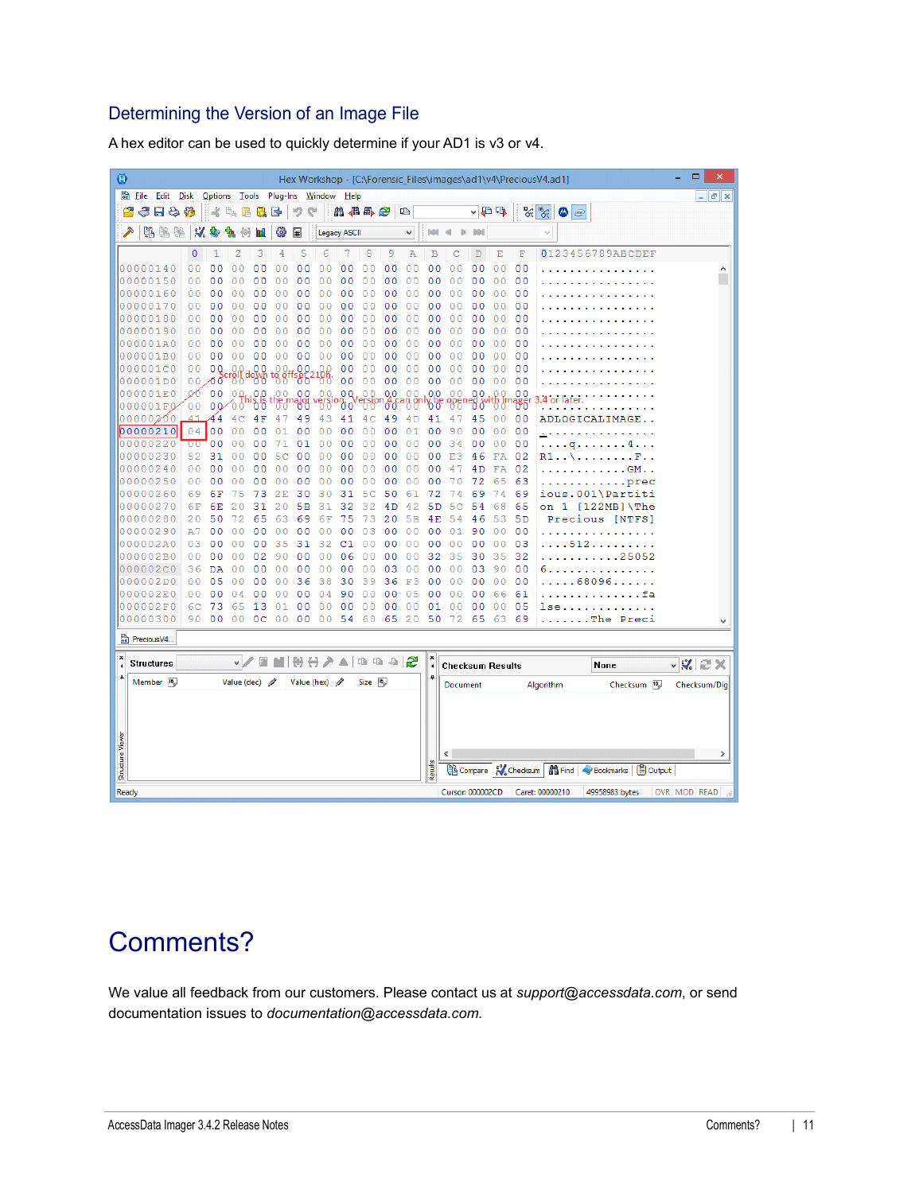## Determining the Version of an Image File

A hex editor can be used to quickly determine if your AD1 is v3 or v4.

## Comments?

We value all feedback from our customers. Please contact us at *support@accessdata.com*, or send documentation issues to *documentation@accessdata.com.*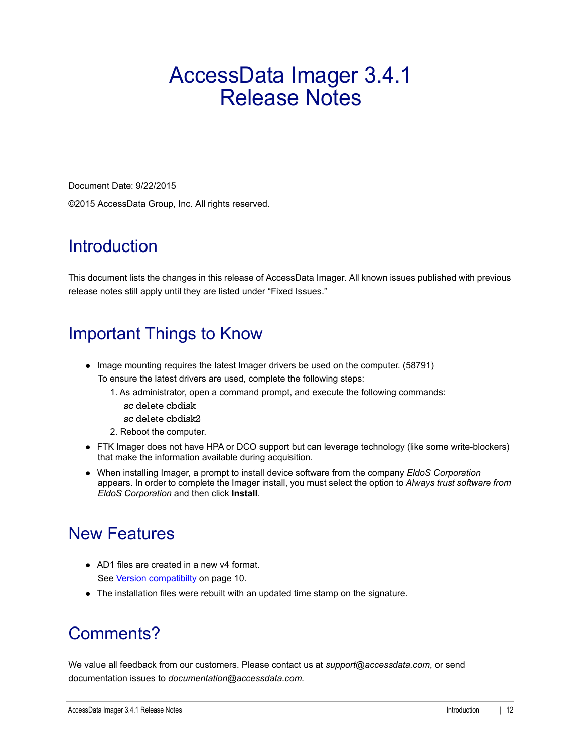# AccessData Imager 3.4.1 Release Notes

Document Date: 9/22/2015

©2015 AccessData Group, Inc. All rights reserved.

## Introduction

This document lists the changes in this release of AccessData Imager. All known issues published with previous release notes still apply until they are listed under “Fixed Issues.”

## Important Things to Know

- Image mounting requires the latest Imager drivers be used on the computer. (58791)
  To ensure the latest drivers are used, complete the following steps:
  1. As administrator, open a command prompt, and execute the following commands:
     ```
     sc delete cbdisk
     sc delete cbdisk2
     ```
  2. Reboot the computer.
- FTK Imager does not have HPA or DCO support but can leverage technology (like some write-blockers) that make the information available during acquisition.
- When installing Imager, a prompt to install device software from the company *EldoS Corporation* appears. In order to complete the Imager install, you must select the option to *Always trust software from EldoS Corporation* and then click **Install**.

## New Features

- AD1 files are created in a new v4 format.
  See Version compatibilty on page 10.
- The installation files were rebuilt with an updated time stamp on the signature.

## Comments?

We value all feedback from our customers. Please contact us at *support@accessdata.com*, or send documentation issues to *documentation@accessdata.com*.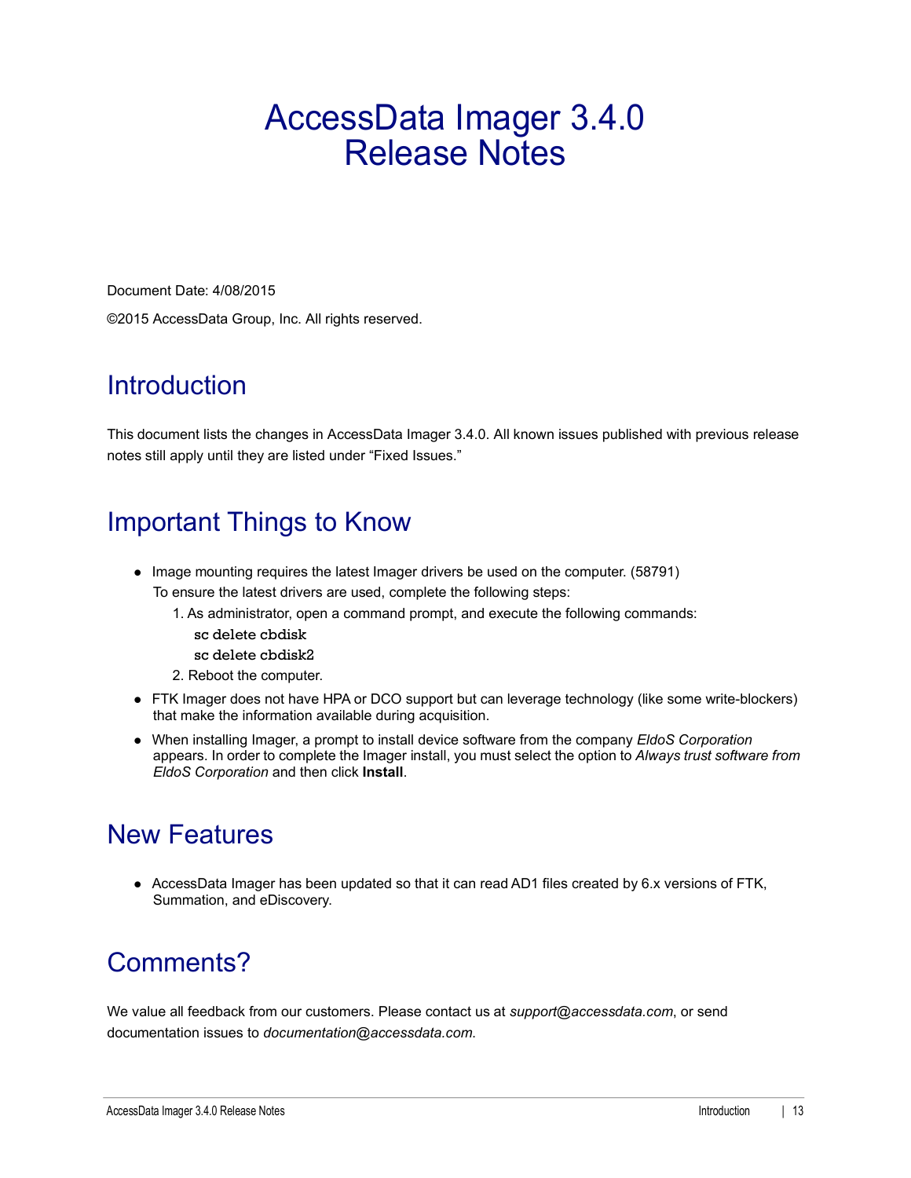# AccessData Imager 3.4.0 Release Notes

Document Date: 4/08/2015

©2015 AccessData Group, Inc. All rights reserved.

## Introduction

This document lists the changes in AccessData Imager 3.4.0. All known issues published with previous release notes still apply until they are listed under "Fixed Issues."

## Important Things to Know

- Image mounting requires the latest Imager drivers be used on the computer. (58791)
  To ensure the latest drivers are used, complete the following steps:
  1. As administrator, open a command prompt, and execute the following commands:
     ```
     sc delete cbdisk
     sc delete cbdisk2
     ```
  2. Reboot the computer.
- FTK Imager does not have HPA or DCO support but can leverage technology (like some write-blockers) that make the information available during acquisition.
- When installing Imager, a prompt to install device software from the company *EldoS Corporation* appears. In order to complete the Imager install, you must select the option to *Always trust software from EldoS Corporation* and then click **Install**.

## New Features

- AccessData Imager has been updated so that it can read AD1 files created by 6.x versions of FTK, Summation, and eDiscovery.

## Comments?

We value all feedback from our customers. Please contact us at *support@accessdata.com*, or send documentation issues to *documentation@accessdata.com*.